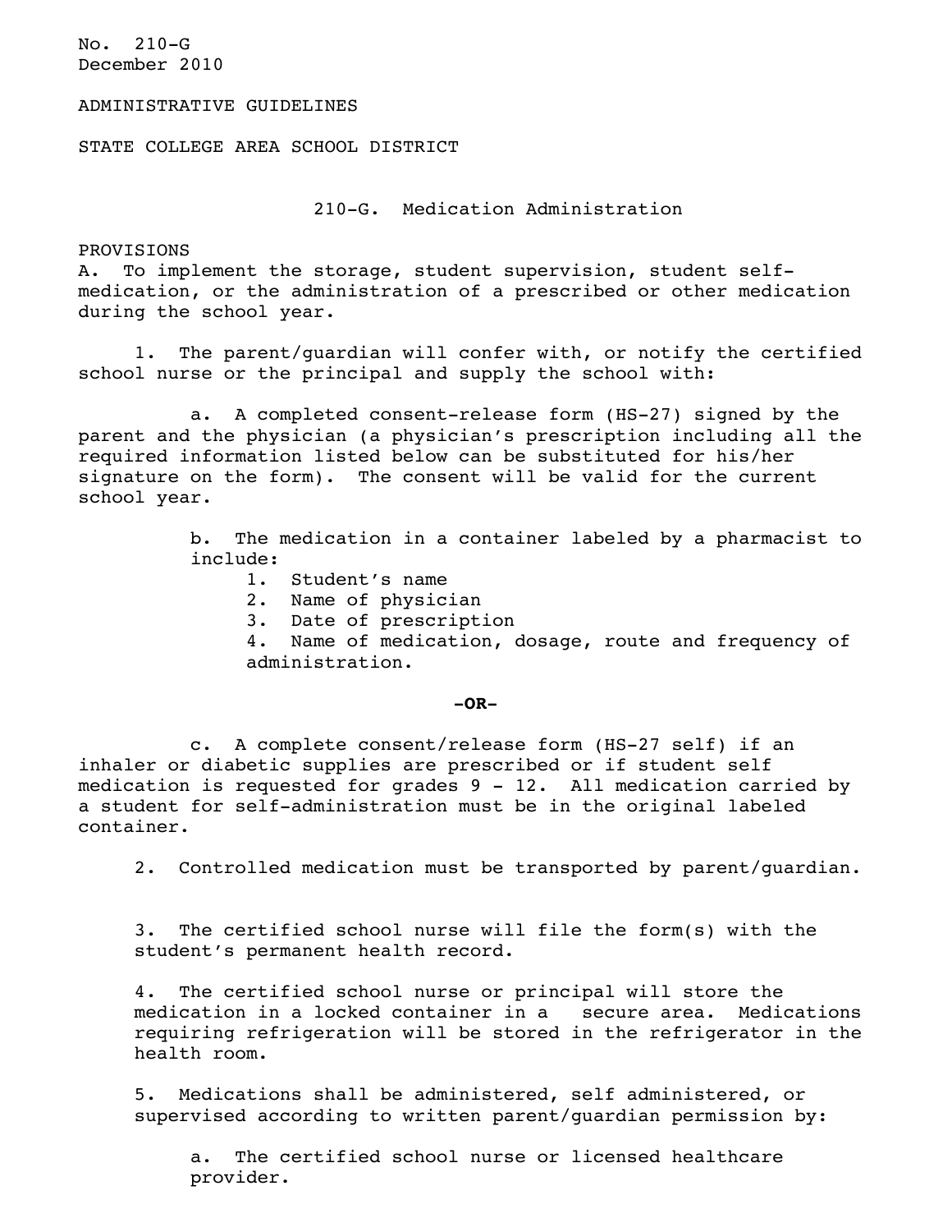No. 210-G
December 2010

ADMINISTRATIVE GUIDELINES

STATE COLLEGE AREA SCHOOL DISTRICT

# 210-G. Medication Administration

PROVISIONS

A. To implement the storage, student supervision, student self-medication, or the administration of a prescribed or other medication during the school year.

1. The parent/guardian will confer with, or notify the certified school nurse or the principal and supply the school with:

   a. A completed consent-release form (HS-27) signed by the parent and the physician (a physician's prescription including all the required information listed below can be substituted for his/her signature on the form). The consent will be valid for the current school year.

   b. The medication in a container labeled by a pharmacist to include:
      1. Student's name
      2. Name of physician
      3. Date of prescription
      4. Name of medication, dosage, route and frequency of administration.

**-OR-**

   c. A complete consent/release form (HS-27 self) if an inhaler or diabetic supplies are prescribed or if student self medication is requested for grades 9 - 12. All medication carried by a student for self-administration must be in the original labeled container.

2. Controlled medication must be transported by parent/guardian.

3. The certified school nurse will file the form(s) with the student's permanent health record.

4. The certified school nurse or principal will store the medication in a locked container in a secure area. Medications requiring refrigeration will be stored in the refrigerator in the health room.

5. Medications shall be administered, self administered, or supervised according to written parent/guardian permission by:

   a. The certified school nurse or licensed healthcare provider.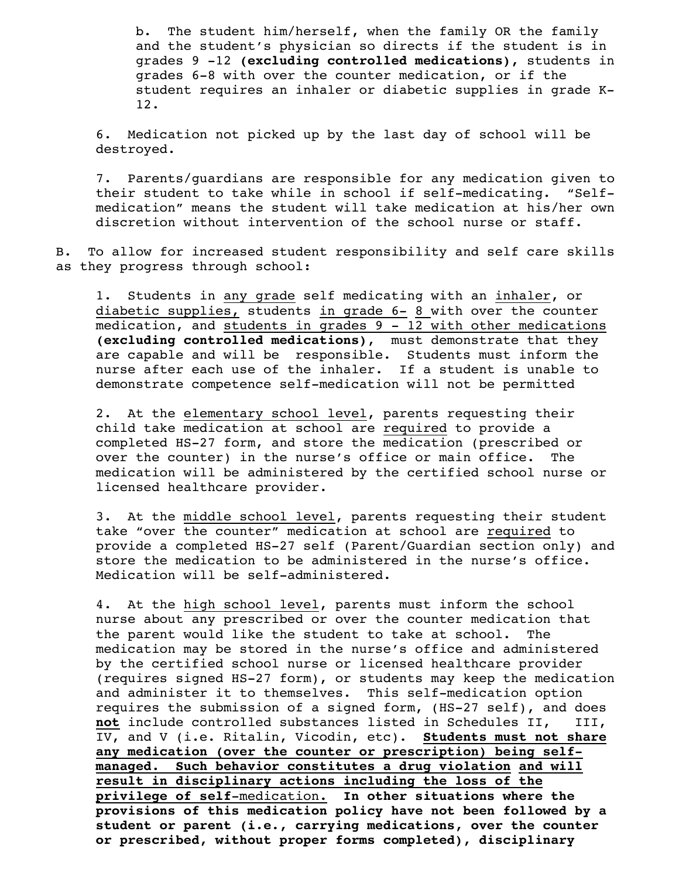b. The student him/herself, when the family OR the family and the student's physician so directs if the student is in grades 9 -12 **(excluding controlled medications)**, students in grades 6-8 with over the counter medication, or if the student requires an inhaler or diabetic supplies in grade K-12.

6. Medication not picked up by the last day of school will be destroyed.

7. Parents/guardians are responsible for any medication given to their student to take while in school if self-medicating. "Self-medication" means the student will take medication at his/her own discretion without intervention of the school nurse or staff.

B. To allow for increased student responsibility and self care skills as they progress through school:

1. Students in <u>any grade</u> self medicating with an <u>inhaler</u>, or <u>diabetic supplies,</u> students <u>in grade 6- 8</u> with over the counter medication, and <u>students in grades 9 - 12 with other medications</u> **(excluding controlled medications)**, must demonstrate that they are capable and will be responsible. Students must inform the nurse after each use of the inhaler. If a student is unable to demonstrate competence self-medication will not be permitted

2. At the <u>elementary school level</u>, parents requesting their child take medication at school are <u>required</u> to provide a completed HS-27 form, and store the medication (prescribed or over the counter) in the nurse's office or main office. The medication will be administered by the certified school nurse or licensed healthcare provider.

3. At the <u>middle school level</u>, parents requesting their student take "over the counter" medication at school are <u>required</u> to provide a completed HS-27 self (Parent/Guardian section only) and store the medication to be administered in the nurse's office. Medication will be self-administered.

4. At the <u>high school level</u>, parents must inform the school nurse about any prescribed or over the counter medication that the parent would like the student to take at school. The medication may be stored in the nurse's office and administered by the certified school nurse or licensed healthcare provider (requires signed HS-27 form), or students may keep the medication and administer it to themselves. This self-medication option requires the submission of a signed form, (HS-27 self), and does <u>**not**</u> include controlled substances listed in Schedules II, III, IV, and V (i.e. Ritalin, Vicodin, etc). <u>**Students must not share any medication (over the counter or prescription) being self-managed. Such behavior constitutes a drug violation and will result in disciplinary actions including the loss of the privilege of self-**medication.</u> **In other situations where the provisions of this medication policy have not been followed by a student or parent (i.e., carrying medications, over the counter or prescribed, without proper forms completed), disciplinary**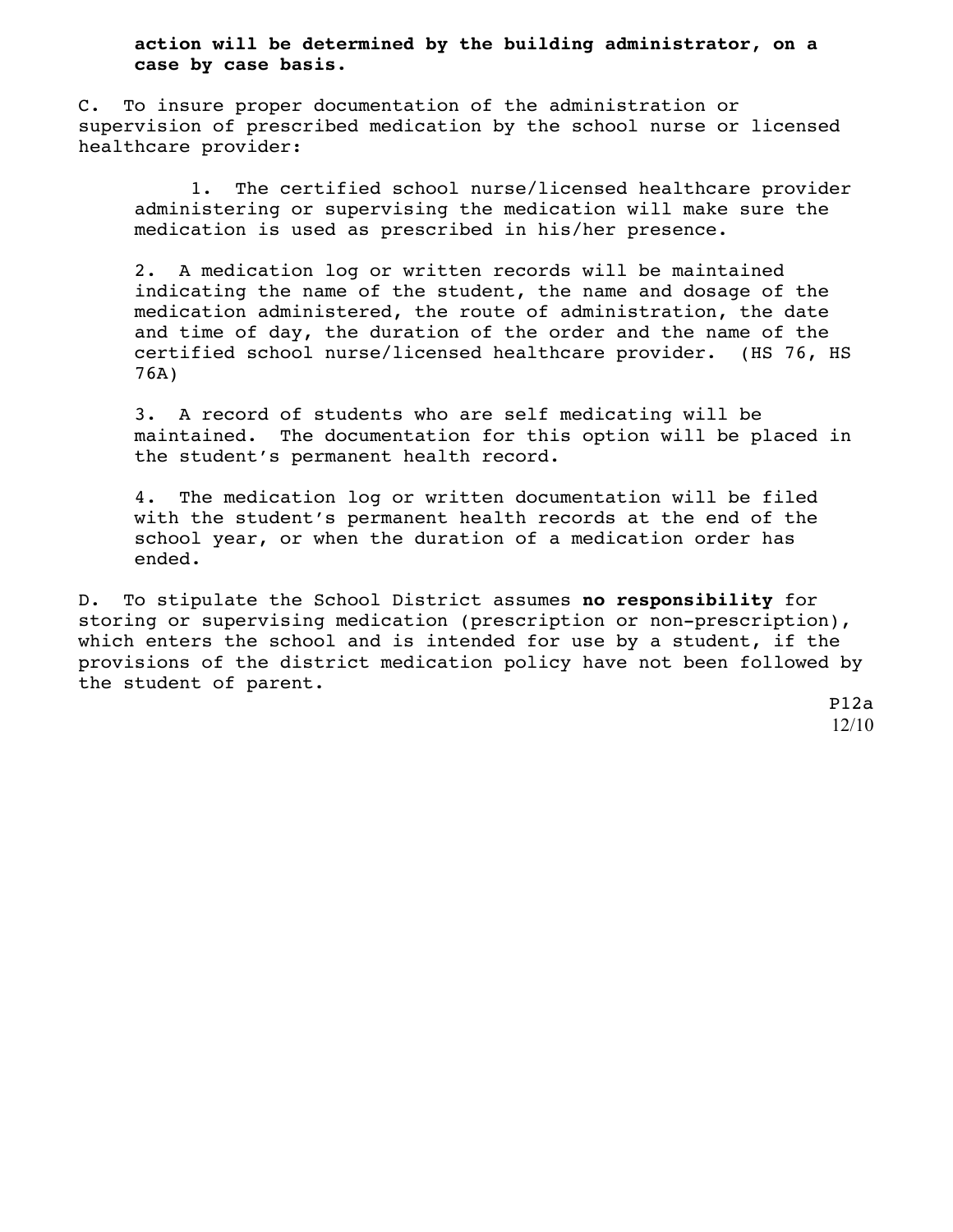**action will be determined by the building administrator, on a case by case basis.**

C. To insure proper documentation of the administration or supervision of prescribed medication by the school nurse or licensed healthcare provider:

1. The certified school nurse/licensed healthcare provider administering or supervising the medication will make sure the medication is used as prescribed in his/her presence.

2. A medication log or written records will be maintained indicating the name of the student, the name and dosage of the medication administered, the route of administration, the date and time of day, the duration of the order and the name of the certified school nurse/licensed healthcare provider. (HS 76, HS 76A)

3. A record of students who are self medicating will be maintained. The documentation for this option will be placed in the student's permanent health record.

4. The medication log or written documentation will be filed with the student's permanent health records at the end of the school year, or when the duration of a medication order has ended.

D. To stipulate the School District assumes **no responsibility** for storing or supervising medication (prescription or non-prescription), which enters the school and is intended for use by a student, if the provisions of the district medication policy have not been followed by the student of parent.

P12a
12/10